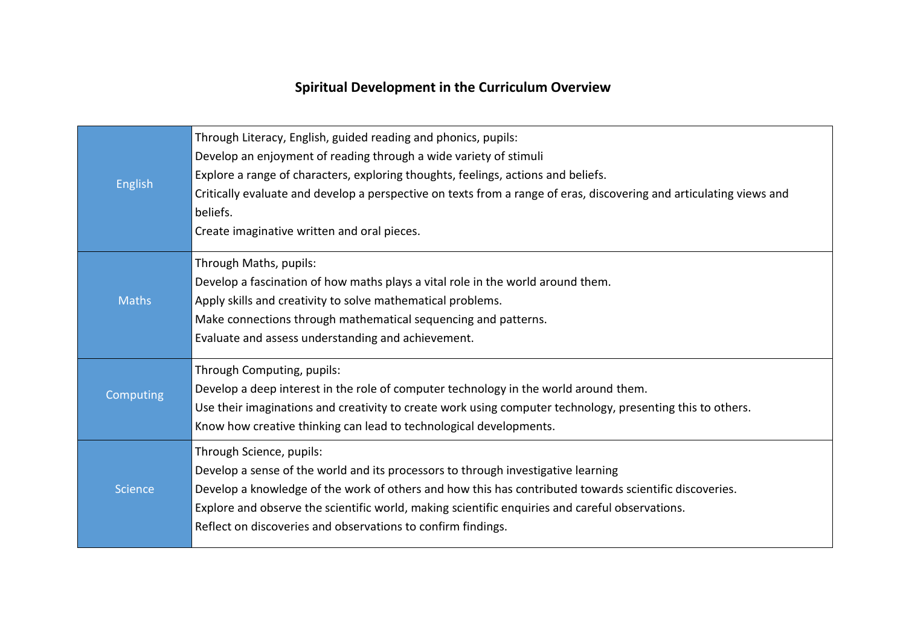# Spiritual Development in the Curriculum Overview

| | |
|---|---|
| English | Through Literacy, English, guided reading and phonics, pupils:<br>Develop an enjoyment of reading through a wide variety of stimuli<br>Explore a range of characters, exploring thoughts, feelings, actions and beliefs.<br>Critically evaluate and develop a perspective on texts from a range of eras, discovering and articulating views and beliefs.<br>Create imaginative written and oral pieces. |
| Maths | Through Maths, pupils:<br>Develop a fascination of how maths plays a vital role in the world around them.<br>Apply skills and creativity to solve mathematical problems.<br>Make connections through mathematical sequencing and patterns.<br>Evaluate and assess understanding and achievement. |
| Computing | Through Computing, pupils:<br>Develop a deep interest in the role of computer technology in the world around them.<br>Use their imaginations and creativity to create work using computer technology, presenting this to others.<br>Know how creative thinking can lead to technological developments. |
| Science | Through Science, pupils:<br>Develop a sense of the world and its processors to through investigative learning<br>Develop a knowledge of the work of others and how this has contributed towards scientific discoveries.<br>Explore and observe the scientific world, making scientific enquiries and careful observations.<br>Reflect on discoveries and observations to confirm findings. |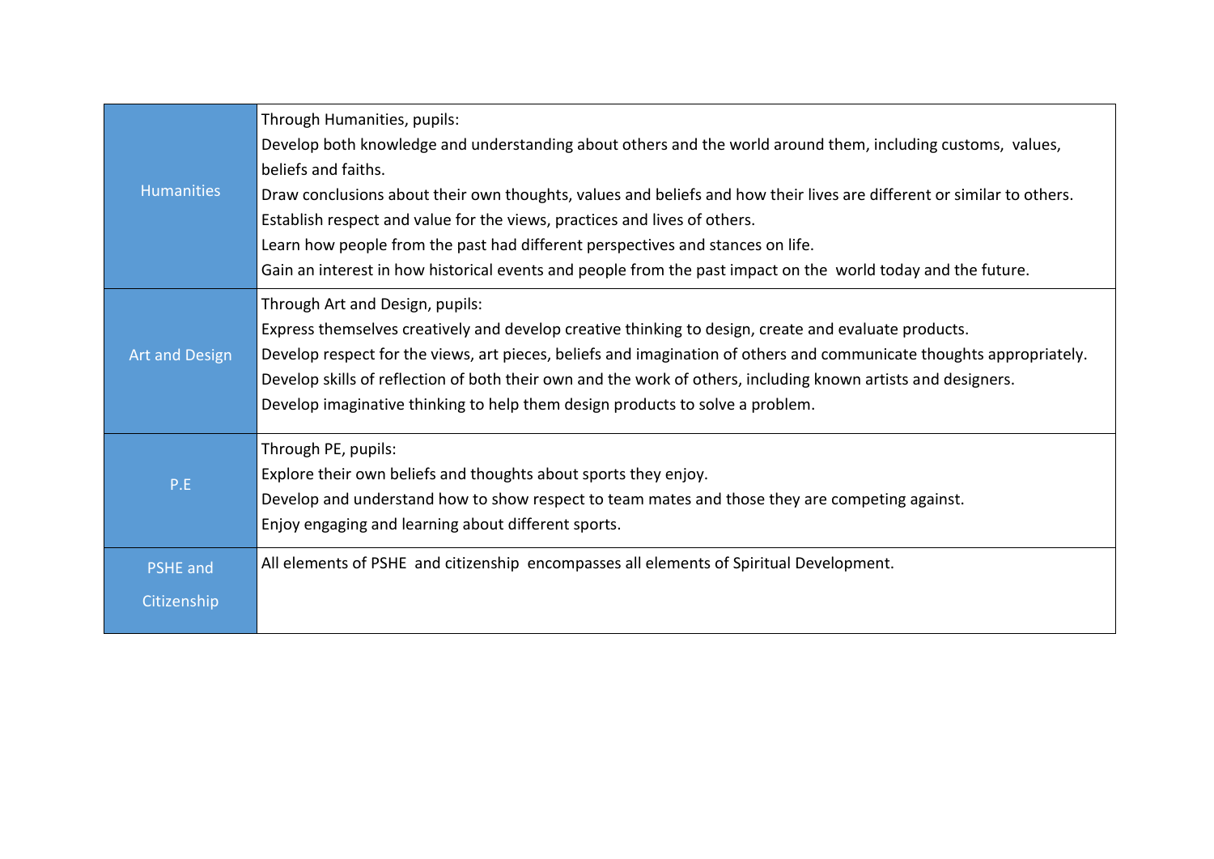| | |
|---|---|
| Humanities | Through Humanities, pupils:<br>Develop both knowledge and understanding about others and the world around them, including customs, values, beliefs and faiths.<br>Draw conclusions about their own thoughts, values and beliefs and how their lives are different or similar to others.<br>Establish respect and value for the views, practices and lives of others.<br>Learn how people from the past had different perspectives and stances on life.<br>Gain an interest in how historical events and people from the past impact on the world today and the future. |
| Art and Design | Through Art and Design, pupils:<br>Express themselves creatively and develop creative thinking to design, create and evaluate products.<br>Develop respect for the views, art pieces, beliefs and imagination of others and communicate thoughts appropriately.<br>Develop skills of reflection of both their own and the work of others, including known artists and designers.<br>Develop imaginative thinking to help them design products to solve a problem. |
| P.E | Through PE, pupils:<br>Explore their own beliefs and thoughts about sports they enjoy.<br>Develop and understand how to show respect to team mates and those they are competing against.<br>Enjoy engaging and learning about different sports. |
| PSHE and Citizenship | All elements of PSHE and citizenship encompasses all elements of Spiritual Development. |